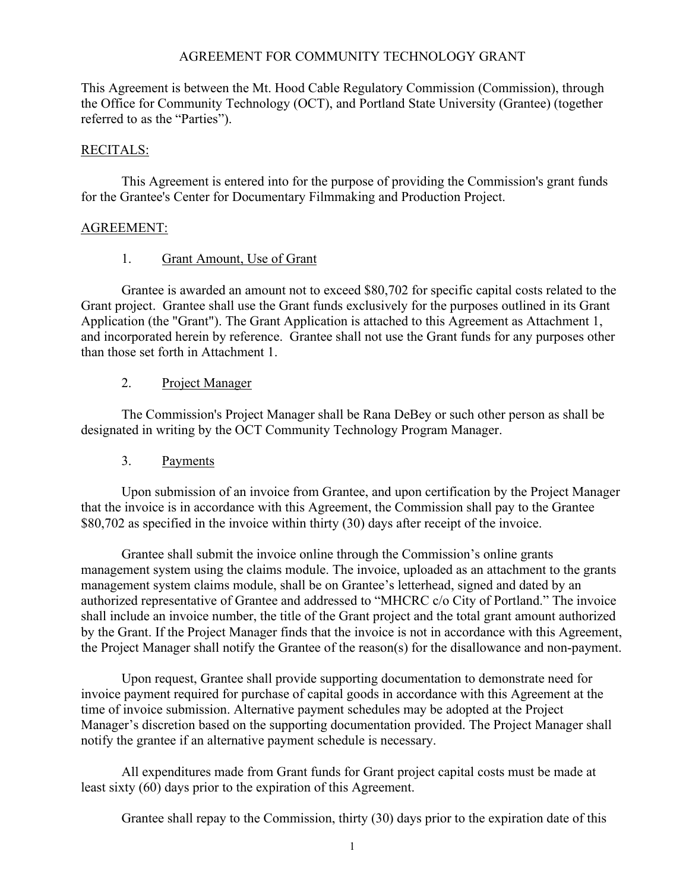# AGREEMENT FOR COMMUNITY TECHNOLOGY GRANT

This Agreement is between the Mt. Hood Cable Regulatory Commission (Commission), through the Office for Community Technology (OCT), and Portland State University (Grantee) (together referred to as the "Parties").

## RECITALS:

This Agreement is entered into for the purpose of providing the Commission's grant funds for the Grantee's Center for Documentary Filmmaking and Production Project.

## AGREEMENT:

### 1. Grant Amount, Use of Grant

Grantee is awarded an amount not to exceed $80,702 for specific capital costs related to the Grant project. Grantee shall use the Grant funds exclusively for the purposes outlined in its Grant Application (the "Grant"). The Grant Application is attached to this Agreement as Attachment 1, and incorporated herein by reference. Grantee shall not use the Grant funds for any purposes other than those set forth in Attachment 1.

### 2. Project Manager

The Commission's Project Manager shall be Rana DeBey or such other person as shall be designated in writing by the OCT Community Technology Program Manager.

### 3. Payments

Upon submission of an invoice from Grantee, and upon certification by the Project Manager that the invoice is in accordance with this Agreement, the Commission shall pay to the Grantee $80,702 as specified in the invoice within thirty (30) days after receipt of the invoice.

Grantee shall submit the invoice online through the Commission's online grants management system using the claims module. The invoice, uploaded as an attachment to the grants management system claims module, shall be on Grantee's letterhead, signed and dated by an authorized representative of Grantee and addressed to "MHCRC c/o City of Portland." The invoice shall include an invoice number, the title of the Grant project and the total grant amount authorized by the Grant. If the Project Manager finds that the invoice is not in accordance with this Agreement, the Project Manager shall notify the Grantee of the reason(s) for the disallowance and non-payment.

Upon request, Grantee shall provide supporting documentation to demonstrate need for invoice payment required for purchase of capital goods in accordance with this Agreement at the time of invoice submission. Alternative payment schedules may be adopted at the Project Manager's discretion based on the supporting documentation provided. The Project Manager shall notify the grantee if an alternative payment schedule is necessary.

All expenditures made from Grant funds for Grant project capital costs must be made at least sixty (60) days prior to the expiration of this Agreement.

Grantee shall repay to the Commission, thirty (30) days prior to the expiration date of this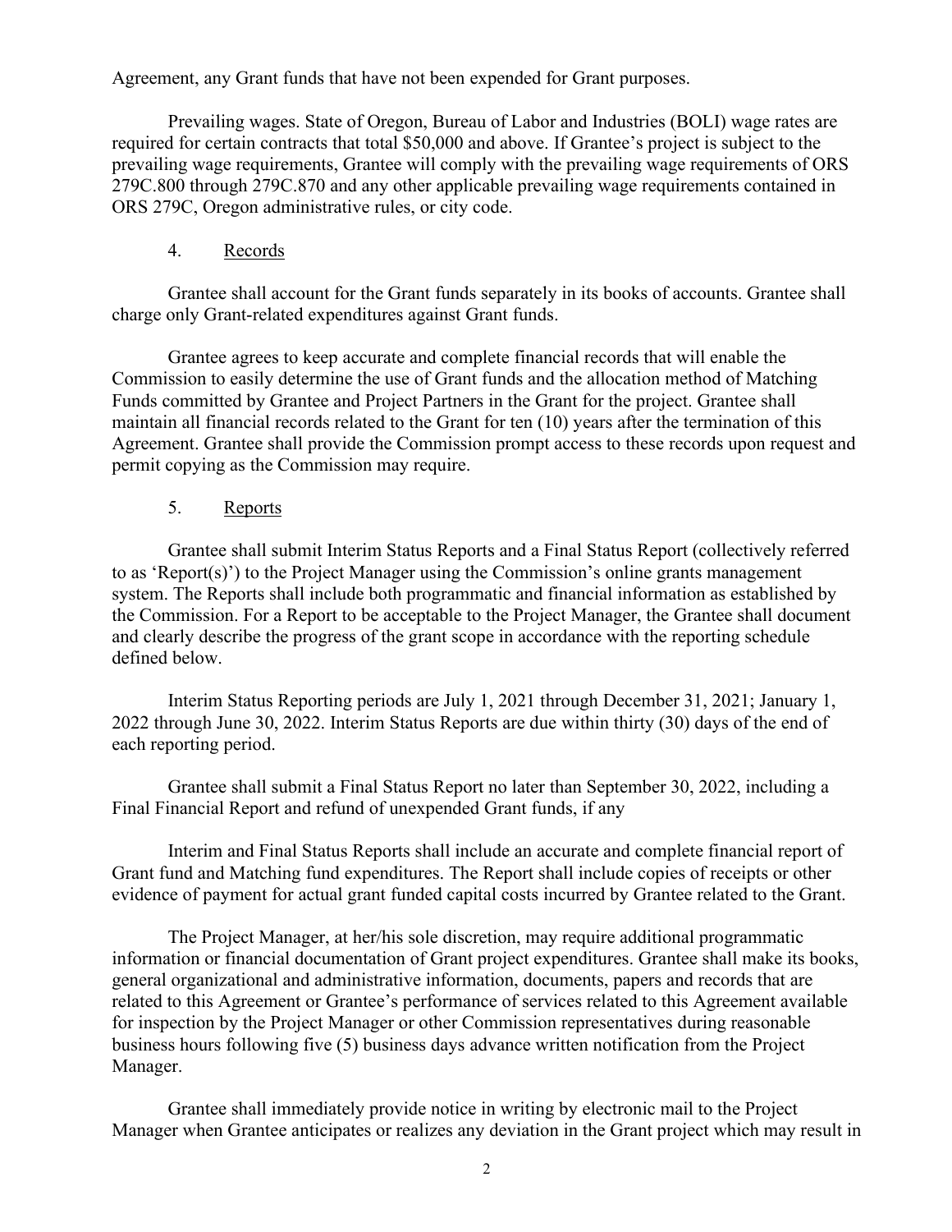Agreement, any Grant funds that have not been expended for Grant purposes.

Prevailing wages. State of Oregon, Bureau of Labor and Industries (BOLI) wage rates are required for certain contracts that total $50,000 and above. If Grantee's project is subject to the prevailing wage requirements, Grantee will comply with the prevailing wage requirements of ORS 279C.800 through 279C.870 and any other applicable prevailing wage requirements contained in ORS 279C, Oregon administrative rules, or city code.

4. Records

Grantee shall account for the Grant funds separately in its books of accounts. Grantee shall charge only Grant-related expenditures against Grant funds.

Grantee agrees to keep accurate and complete financial records that will enable the Commission to easily determine the use of Grant funds and the allocation method of Matching Funds committed by Grantee and Project Partners in the Grant for the project. Grantee shall maintain all financial records related to the Grant for ten (10) years after the termination of this Agreement. Grantee shall provide the Commission prompt access to these records upon request and permit copying as the Commission may require.

5. Reports

Grantee shall submit Interim Status Reports and a Final Status Report (collectively referred to as 'Report(s)') to the Project Manager using the Commission's online grants management system. The Reports shall include both programmatic and financial information as established by the Commission. For a Report to be acceptable to the Project Manager, the Grantee shall document and clearly describe the progress of the grant scope in accordance with the reporting schedule defined below.

Interim Status Reporting periods are July 1, 2021 through December 31, 2021; January 1, 2022 through June 30, 2022. Interim Status Reports are due within thirty (30) days of the end of each reporting period.

Grantee shall submit a Final Status Report no later than September 30, 2022, including a Final Financial Report and refund of unexpended Grant funds, if any

Interim and Final Status Reports shall include an accurate and complete financial report of Grant fund and Matching fund expenditures. The Report shall include copies of receipts or other evidence of payment for actual grant funded capital costs incurred by Grantee related to the Grant.

The Project Manager, at her/his sole discretion, may require additional programmatic information or financial documentation of Grant project expenditures. Grantee shall make its books, general organizational and administrative information, documents, papers and records that are related to this Agreement or Grantee's performance of services related to this Agreement available for inspection by the Project Manager or other Commission representatives during reasonable business hours following five (5) business days advance written notification from the Project Manager.

Grantee shall immediately provide notice in writing by electronic mail to the Project Manager when Grantee anticipates or realizes any deviation in the Grant project which may result in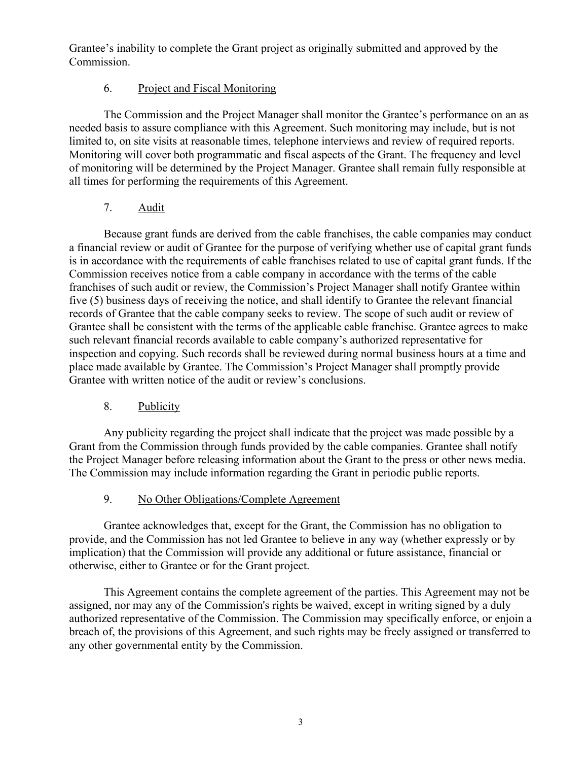Grantee's inability to complete the Grant project as originally submitted and approved by the Commission.

6. Project and Fiscal Monitoring

The Commission and the Project Manager shall monitor the Grantee's performance on an as needed basis to assure compliance with this Agreement. Such monitoring may include, but is not limited to, on site visits at reasonable times, telephone interviews and review of required reports. Monitoring will cover both programmatic and fiscal aspects of the Grant. The frequency and level of monitoring will be determined by the Project Manager. Grantee shall remain fully responsible at all times for performing the requirements of this Agreement.

7. Audit

Because grant funds are derived from the cable franchises, the cable companies may conduct a financial review or audit of Grantee for the purpose of verifying whether use of capital grant funds is in accordance with the requirements of cable franchises related to use of capital grant funds. If the Commission receives notice from a cable company in accordance with the terms of the cable franchises of such audit or review, the Commission's Project Manager shall notify Grantee within five (5) business days of receiving the notice, and shall identify to Grantee the relevant financial records of Grantee that the cable company seeks to review. The scope of such audit or review of Grantee shall be consistent with the terms of the applicable cable franchise. Grantee agrees to make such relevant financial records available to cable company's authorized representative for inspection and copying. Such records shall be reviewed during normal business hours at a time and place made available by Grantee. The Commission's Project Manager shall promptly provide Grantee with written notice of the audit or review's conclusions.

8. Publicity

Any publicity regarding the project shall indicate that the project was made possible by a Grant from the Commission through funds provided by the cable companies. Grantee shall notify the Project Manager before releasing information about the Grant to the press or other news media. The Commission may include information regarding the Grant in periodic public reports.

9. No Other Obligations/Complete Agreement

Grantee acknowledges that, except for the Grant, the Commission has no obligation to provide, and the Commission has not led Grantee to believe in any way (whether expressly or by implication) that the Commission will provide any additional or future assistance, financial or otherwise, either to Grantee or for the Grant project.

This Agreement contains the complete agreement of the parties. This Agreement may not be assigned, nor may any of the Commission's rights be waived, except in writing signed by a duly authorized representative of the Commission. The Commission may specifically enforce, or enjoin a breach of, the provisions of this Agreement, and such rights may be freely assigned or transferred to any other governmental entity by the Commission.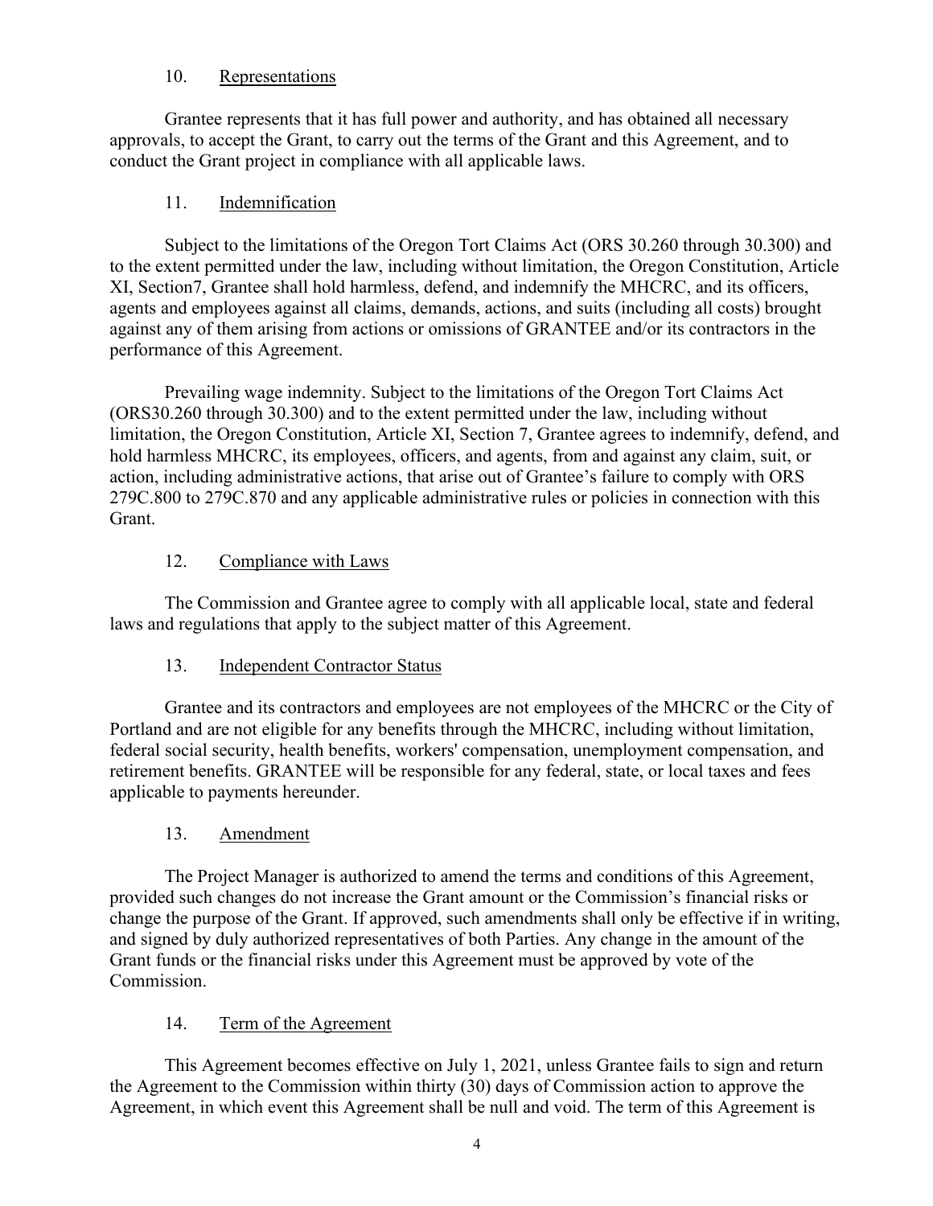## 10. Representations

Grantee represents that it has full power and authority, and has obtained all necessary approvals, to accept the Grant, to carry out the terms of the Grant and this Agreement, and to conduct the Grant project in compliance with all applicable laws.

## 11. Indemnification

Subject to the limitations of the Oregon Tort Claims Act (ORS 30.260 through 30.300) and to the extent permitted under the law, including without limitation, the Oregon Constitution, Article XI, Section7, Grantee shall hold harmless, defend, and indemnify the MHCRC, and its officers, agents and employees against all claims, demands, actions, and suits (including all costs) brought against any of them arising from actions or omissions of GRANTEE and/or its contractors in the performance of this Agreement.

Prevailing wage indemnity. Subject to the limitations of the Oregon Tort Claims Act (ORS30.260 through 30.300) and to the extent permitted under the law, including without limitation, the Oregon Constitution, Article XI, Section 7, Grantee agrees to indemnify, defend, and hold harmless MHCRC, its employees, officers, and agents, from and against any claim, suit, or action, including administrative actions, that arise out of Grantee's failure to comply with ORS 279C.800 to 279C.870 and any applicable administrative rules or policies in connection with this Grant.

## 12. Compliance with Laws

The Commission and Grantee agree to comply with all applicable local, state and federal laws and regulations that apply to the subject matter of this Agreement.

## 13. Independent Contractor Status

Grantee and its contractors and employees are not employees of the MHCRC or the City of Portland and are not eligible for any benefits through the MHCRC, including without limitation, federal social security, health benefits, workers' compensation, unemployment compensation, and retirement benefits. GRANTEE will be responsible for any federal, state, or local taxes and fees applicable to payments hereunder.

## 13. Amendment

The Project Manager is authorized to amend the terms and conditions of this Agreement, provided such changes do not increase the Grant amount or the Commission's financial risks or change the purpose of the Grant. If approved, such amendments shall only be effective if in writing, and signed by duly authorized representatives of both Parties. Any change in the amount of the Grant funds or the financial risks under this Agreement must be approved by vote of the Commission.

## 14. Term of the Agreement

This Agreement becomes effective on July 1, 2021, unless Grantee fails to sign and return the Agreement to the Commission within thirty (30) days of Commission action to approve the Agreement, in which event this Agreement shall be null and void. The term of this Agreement is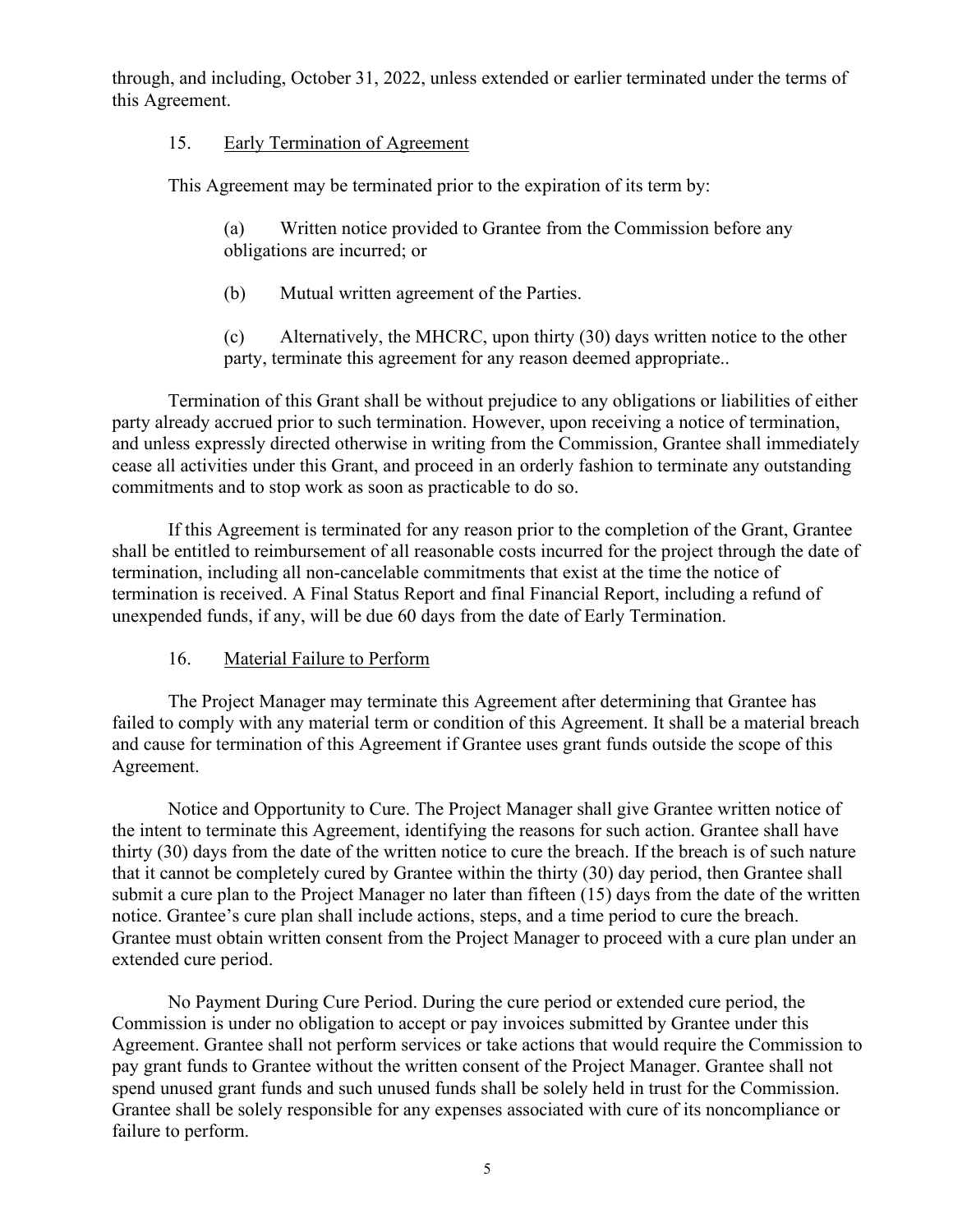through, and including, October 31, 2022, unless extended or earlier terminated under the terms of this Agreement.

## 15. Early Termination of Agreement

This Agreement may be terminated prior to the expiration of its term by:

(a) Written notice provided to Grantee from the Commission before any obligations are incurred; or

(b) Mutual written agreement of the Parties.

(c) Alternatively, the MHCRC, upon thirty (30) days written notice to the other party, terminate this agreement for any reason deemed appropriate..

Termination of this Grant shall be without prejudice to any obligations or liabilities of either party already accrued prior to such termination. However, upon receiving a notice of termination, and unless expressly directed otherwise in writing from the Commission, Grantee shall immediately cease all activities under this Grant, and proceed in an orderly fashion to terminate any outstanding commitments and to stop work as soon as practicable to do so.

If this Agreement is terminated for any reason prior to the completion of the Grant, Grantee shall be entitled to reimbursement of all reasonable costs incurred for the project through the date of termination, including all non-cancelable commitments that exist at the time the notice of termination is received. A Final Status Report and final Financial Report, including a refund of unexpended funds, if any, will be due 60 days from the date of Early Termination.

## 16. Material Failure to Perform

The Project Manager may terminate this Agreement after determining that Grantee has failed to comply with any material term or condition of this Agreement. It shall be a material breach and cause for termination of this Agreement if Grantee uses grant funds outside the scope of this Agreement.

Notice and Opportunity to Cure. The Project Manager shall give Grantee written notice of the intent to terminate this Agreement, identifying the reasons for such action. Grantee shall have thirty (30) days from the date of the written notice to cure the breach. If the breach is of such nature that it cannot be completely cured by Grantee within the thirty (30) day period, then Grantee shall submit a cure plan to the Project Manager no later than fifteen (15) days from the date of the written notice. Grantee's cure plan shall include actions, steps, and a time period to cure the breach. Grantee must obtain written consent from the Project Manager to proceed with a cure plan under an extended cure period.

No Payment During Cure Period. During the cure period or extended cure period, the Commission is under no obligation to accept or pay invoices submitted by Grantee under this Agreement. Grantee shall not perform services or take actions that would require the Commission to pay grant funds to Grantee without the written consent of the Project Manager. Grantee shall not spend unused grant funds and such unused funds shall be solely held in trust for the Commission. Grantee shall be solely responsible for any expenses associated with cure of its noncompliance or failure to perform.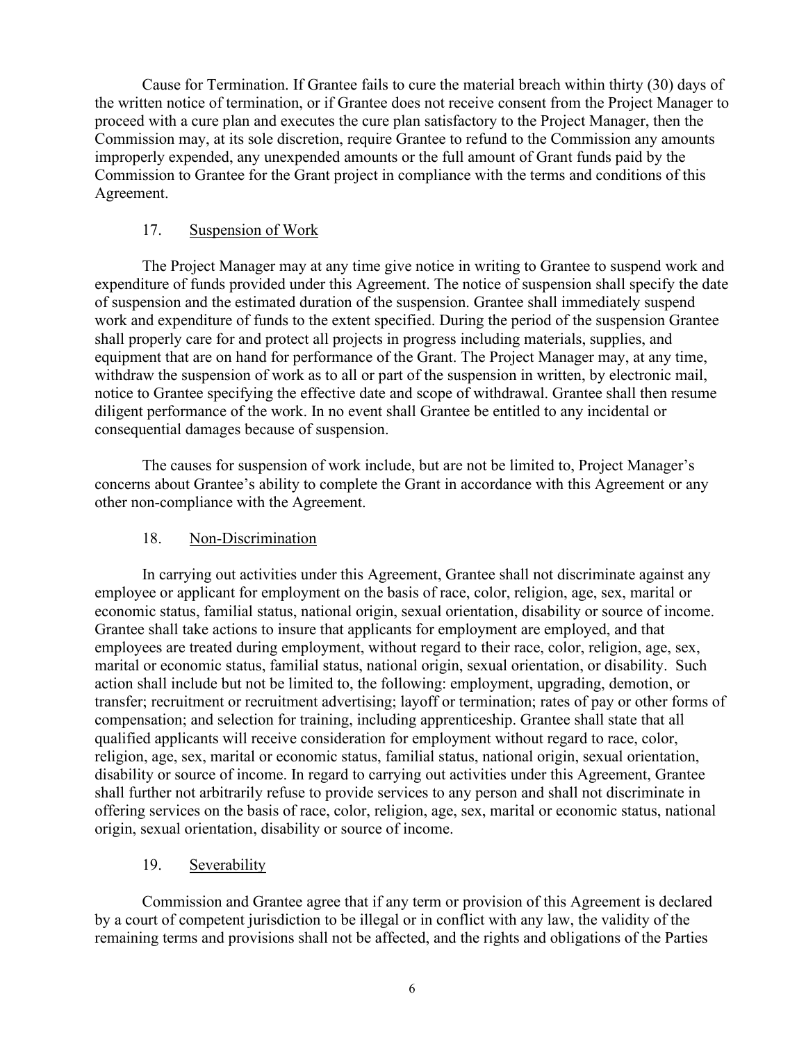Cause for Termination. If Grantee fails to cure the material breach within thirty (30) days of the written notice of termination, or if Grantee does not receive consent from the Project Manager to proceed with a cure plan and executes the cure plan satisfactory to the Project Manager, then the Commission may, at its sole discretion, require Grantee to refund to the Commission any amounts improperly expended, any unexpended amounts or the full amount of Grant funds paid by the Commission to Grantee for the Grant project in compliance with the terms and conditions of this Agreement.

## 17. Suspension of Work

The Project Manager may at any time give notice in writing to Grantee to suspend work and expenditure of funds provided under this Agreement. The notice of suspension shall specify the date of suspension and the estimated duration of the suspension. Grantee shall immediately suspend work and expenditure of funds to the extent specified. During the period of the suspension Grantee shall properly care for and protect all projects in progress including materials, supplies, and equipment that are on hand for performance of the Grant. The Project Manager may, at any time, withdraw the suspension of work as to all or part of the suspension in written, by electronic mail, notice to Grantee specifying the effective date and scope of withdrawal. Grantee shall then resume diligent performance of the work. In no event shall Grantee be entitled to any incidental or consequential damages because of suspension.

The causes for suspension of work include, but are not be limited to, Project Manager's concerns about Grantee's ability to complete the Grant in accordance with this Agreement or any other non-compliance with the Agreement.

## 18. Non-Discrimination

In carrying out activities under this Agreement, Grantee shall not discriminate against any employee or applicant for employment on the basis of race, color, religion, age, sex, marital or economic status, familial status, national origin, sexual orientation, disability or source of income. Grantee shall take actions to insure that applicants for employment are employed, and that employees are treated during employment, without regard to their race, color, religion, age, sex, marital or economic status, familial status, national origin, sexual orientation, or disability. Such action shall include but not be limited to, the following: employment, upgrading, demotion, or transfer; recruitment or recruitment advertising; layoff or termination; rates of pay or other forms of compensation; and selection for training, including apprenticeship. Grantee shall state that all qualified applicants will receive consideration for employment without regard to race, color, religion, age, sex, marital or economic status, familial status, national origin, sexual orientation, disability or source of income. In regard to carrying out activities under this Agreement, Grantee shall further not arbitrarily refuse to provide services to any person and shall not discriminate in offering services on the basis of race, color, religion, age, sex, marital or economic status, national origin, sexual orientation, disability or source of income.

## 19. Severability

Commission and Grantee agree that if any term or provision of this Agreement is declared by a court of competent jurisdiction to be illegal or in conflict with any law, the validity of the remaining terms and provisions shall not be affected, and the rights and obligations of the Parties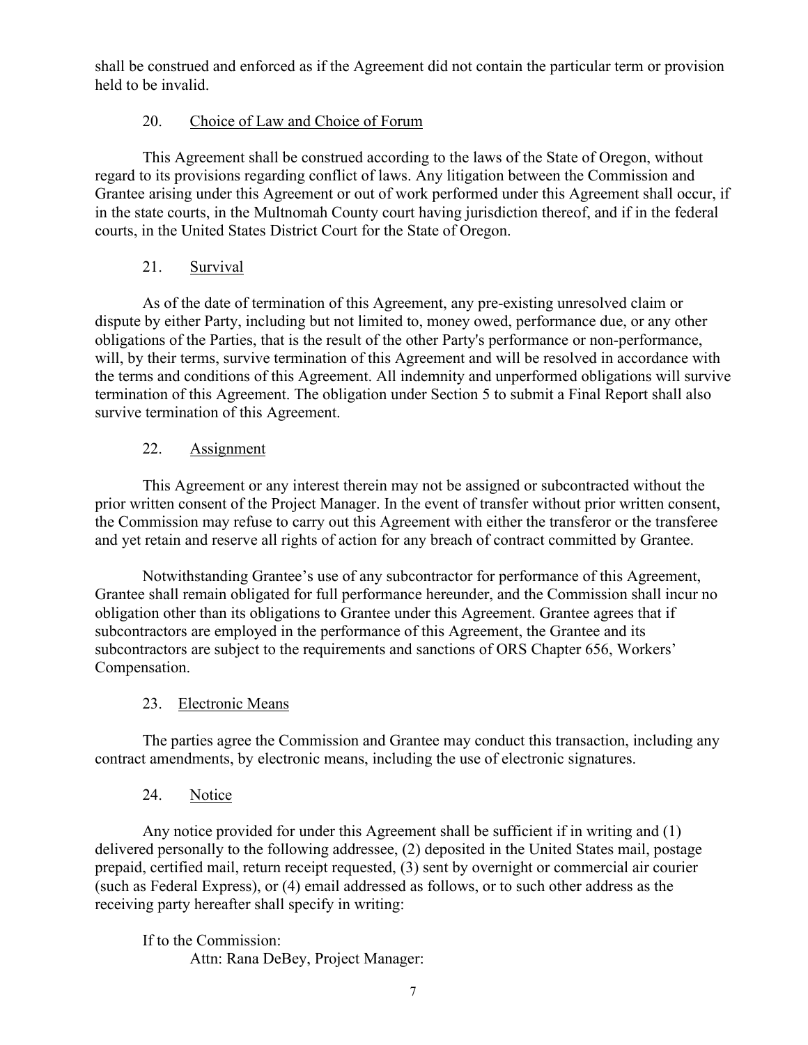shall be construed and enforced as if the Agreement did not contain the particular term or provision held to be invalid.

## 20. Choice of Law and Choice of Forum

This Agreement shall be construed according to the laws of the State of Oregon, without regard to its provisions regarding conflict of laws. Any litigation between the Commission and Grantee arising under this Agreement or out of work performed under this Agreement shall occur, if in the state courts, in the Multnomah County court having jurisdiction thereof, and if in the federal courts, in the United States District Court for the State of Oregon.

## 21. Survival

As of the date of termination of this Agreement, any pre-existing unresolved claim or dispute by either Party, including but not limited to, money owed, performance due, or any other obligations of the Parties, that is the result of the other Party's performance or non-performance, will, by their terms, survive termination of this Agreement and will be resolved in accordance with the terms and conditions of this Agreement. All indemnity and unperformed obligations will survive termination of this Agreement. The obligation under Section 5 to submit a Final Report shall also survive termination of this Agreement.

## 22. Assignment

This Agreement or any interest therein may not be assigned or subcontracted without the prior written consent of the Project Manager. In the event of transfer without prior written consent, the Commission may refuse to carry out this Agreement with either the transferor or the transferee and yet retain and reserve all rights of action for any breach of contract committed by Grantee.

Notwithstanding Grantee's use of any subcontractor for performance of this Agreement, Grantee shall remain obligated for full performance hereunder, and the Commission shall incur no obligation other than its obligations to Grantee under this Agreement. Grantee agrees that if subcontractors are employed in the performance of this Agreement, the Grantee and its subcontractors are subject to the requirements and sanctions of ORS Chapter 656, Workers' Compensation.

## 23. Electronic Means

The parties agree the Commission and Grantee may conduct this transaction, including any contract amendments, by electronic means, including the use of electronic signatures.

## 24. Notice

Any notice provided for under this Agreement shall be sufficient if in writing and (1) delivered personally to the following addressee, (2) deposited in the United States mail, postage prepaid, certified mail, return receipt requested, (3) sent by overnight or commercial air courier (such as Federal Express), or (4) email addressed as follows, or to such other address as the receiving party hereafter shall specify in writing:

If to the Commission:
Attn: Rana DeBey, Project Manager: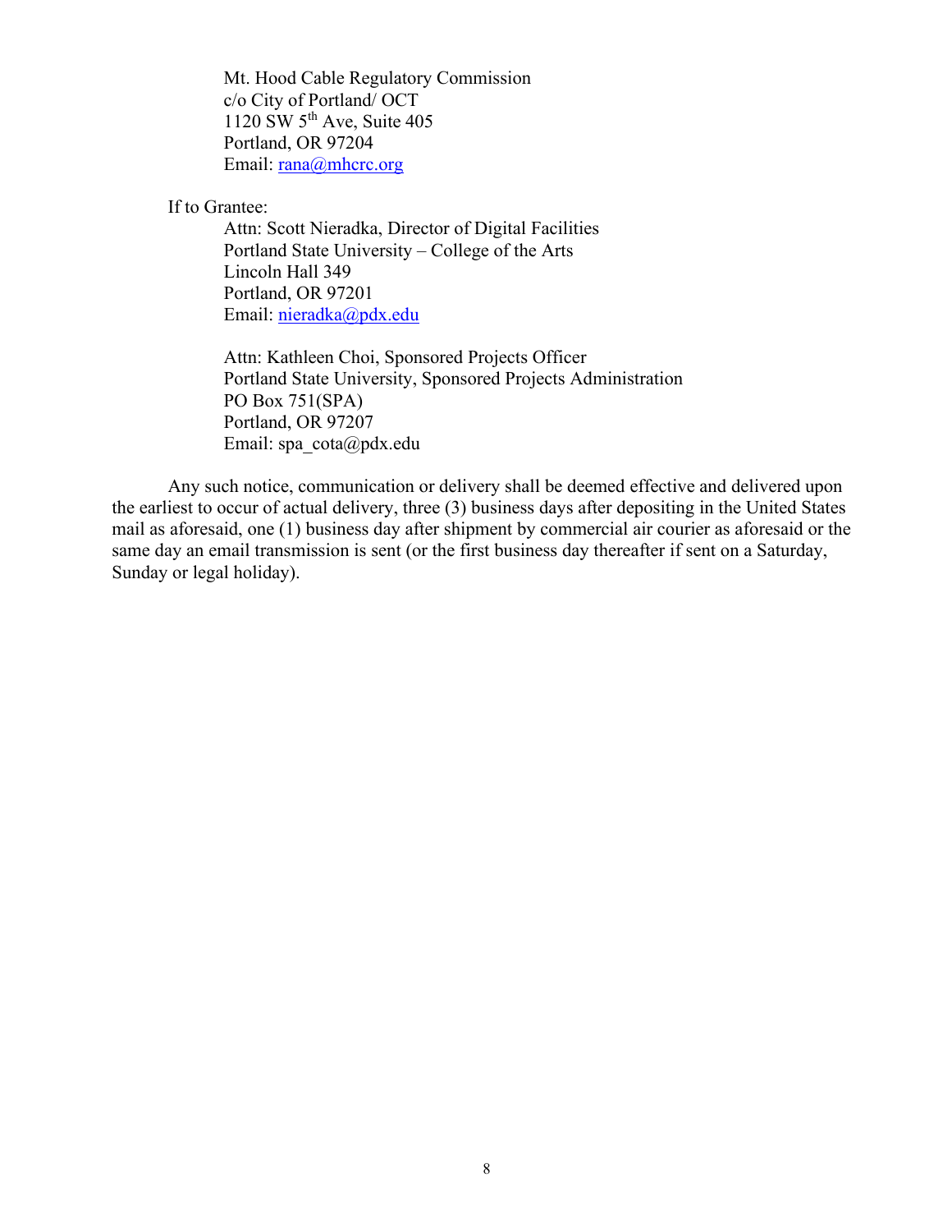Mt. Hood Cable Regulatory Commission
c/o City of Portland/ OCT
1120 SW 5th Ave, Suite 405
Portland, OR 97204
Email: rana@mhcrc.org

If to Grantee:

Attn: Scott Nieradka, Director of Digital Facilities
Portland State University – College of the Arts
Lincoln Hall 349
Portland, OR 97201
Email: nieradka@pdx.edu

Attn: Kathleen Choi, Sponsored Projects Officer
Portland State University, Sponsored Projects Administration
PO Box 751(SPA)
Portland, OR 97207
Email: spa_cota@pdx.edu

Any such notice, communication or delivery shall be deemed effective and delivered upon the earliest to occur of actual delivery, three (3) business days after depositing in the United States mail as aforesaid, one (1) business day after shipment by commercial air courier as aforesaid or the same day an email transmission is sent (or the first business day thereafter if sent on a Saturday, Sunday or legal holiday).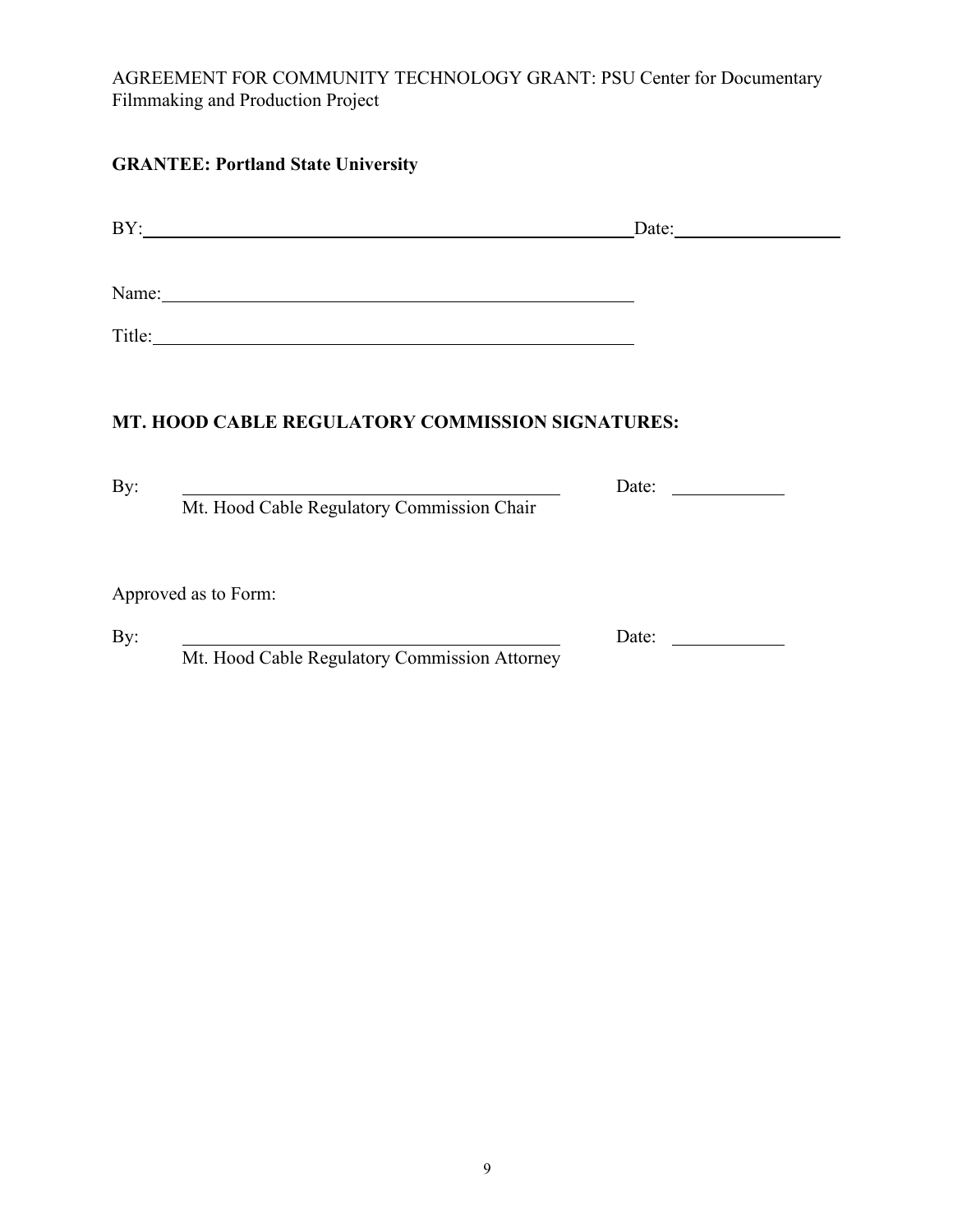AGREEMENT FOR COMMUNITY TECHNOLOGY GRANT: PSU Center for Documentary Filmmaking and Production Project

**GRANTEE: Portland State University**

BY:\_\_\_\_\_\_\_\_\_\_\_\_\_\_\_\_\_\_\_\_\_\_\_\_\_\_\_\_\_\_\_\_\_\_\_\_\_\_\_\_\_\_\_\_\_\_\_\_\_\_ Date:\_\_\_\_\_\_\_\_\_\_\_\_\_\_\_\_

Name:\_\_\_\_\_\_\_\_\_\_\_\_\_\_\_\_\_\_\_\_\_\_\_\_\_\_\_\_\_\_\_\_\_\_\_\_\_\_\_\_\_\_\_\_\_\_\_\_

Title:\_\_\_\_\_\_\_\_\_\_\_\_\_\_\_\_\_\_\_\_\_\_\_\_\_\_\_\_\_\_\_\_\_\_\_\_\_\_\_\_\_\_\_\_\_\_\_\_\_

**MT. HOOD CABLE REGULATORY COMMISSION SIGNATURES:**

By: \_\_\_\_\_\_\_\_\_\_\_\_\_\_\_\_\_\_\_\_\_\_\_\_\_\_\_\_\_\_\_\_\_\_\_\_\_\_\_\_ Date: \_\_\_\_\_\_\_\_\_\_\_\_
Mt. Hood Cable Regulatory Commission Chair

Approved as to Form:

By: \_\_\_\_\_\_\_\_\_\_\_\_\_\_\_\_\_\_\_\_\_\_\_\_\_\_\_\_\_\_\_\_\_\_\_\_\_\_\_\_ Date: \_\_\_\_\_\_\_\_\_\_\_\_
Mt. Hood Cable Regulatory Commission Attorney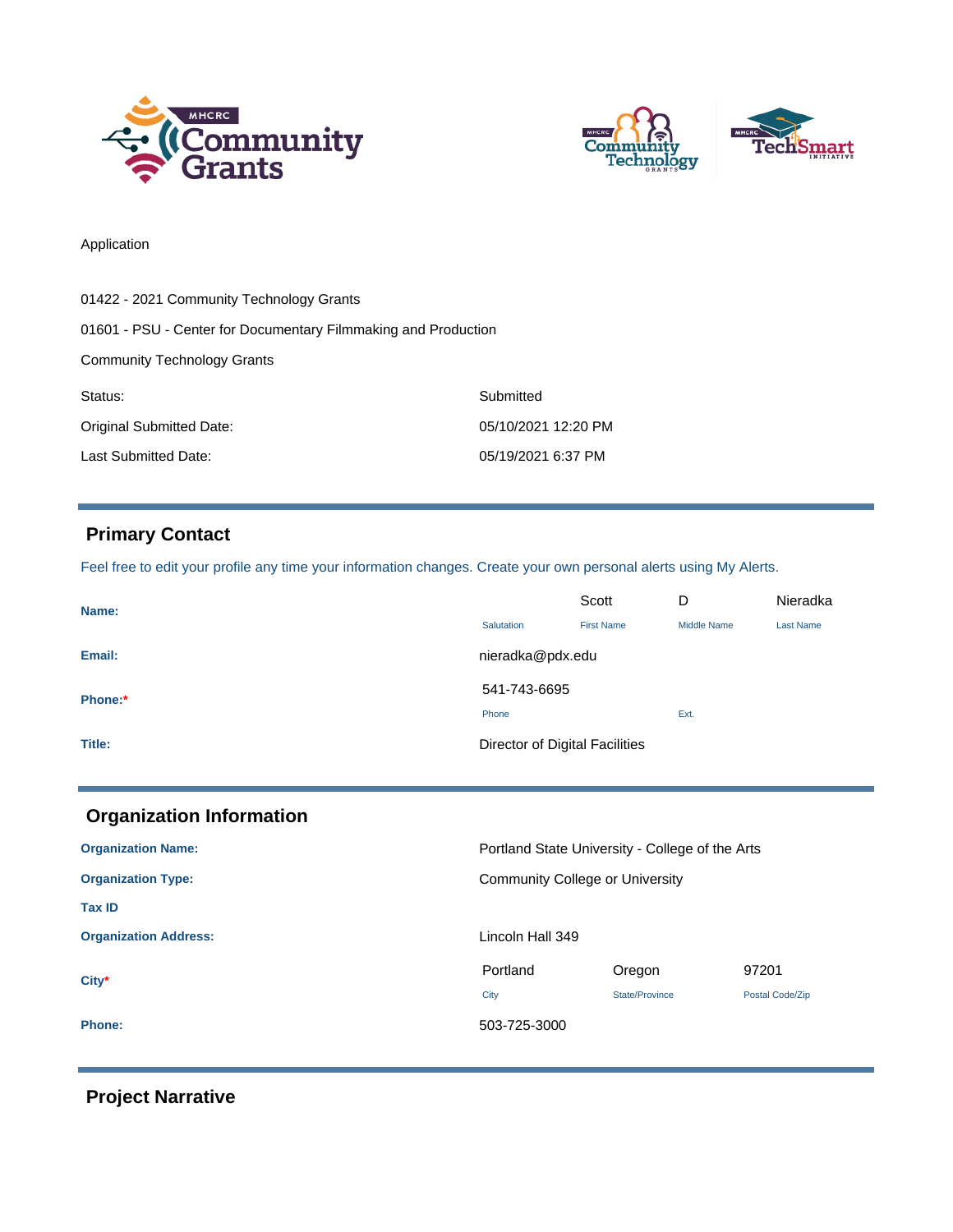Application

01422 - 2021 Community Technology Grants

01601 - PSU - Center for Documentary Filmmaking and Production

Community Technology Grants

| | |
|---|---|
| Status: | Submitted |
| Original Submitted Date: | 05/10/2021 12:20 PM |
| Last Submitted Date: | 05/19/2021 6:37 PM |

## Primary Contact

Feel free to edit your profile any time your information changes. Create your own personal alerts using My Alerts.

| | Salutation | First Name | Middle Name | Last Name |
|---|---|---|---|---|
| **Name:** | | Scott | D | Nieradka |

**Email:** nieradka@pdx.edu

| | Phone | Ext. |
|---|---|---|
| **Phone:*** | 541-743-6695 | |

**Title:** Director of Digital Facilities

## Organization Information

**Organization Name:** Portland State University - College of the Arts

**Organization Type:** Community College or University

**Tax ID**

**Organization Address:** Lincoln Hall 349

| | City | State/Province | Postal Code/Zip |
|---|---|---|---|
| **City*** | Portland | Oregon | 97201 |

**Phone:** 503-725-3000

## Project Narrative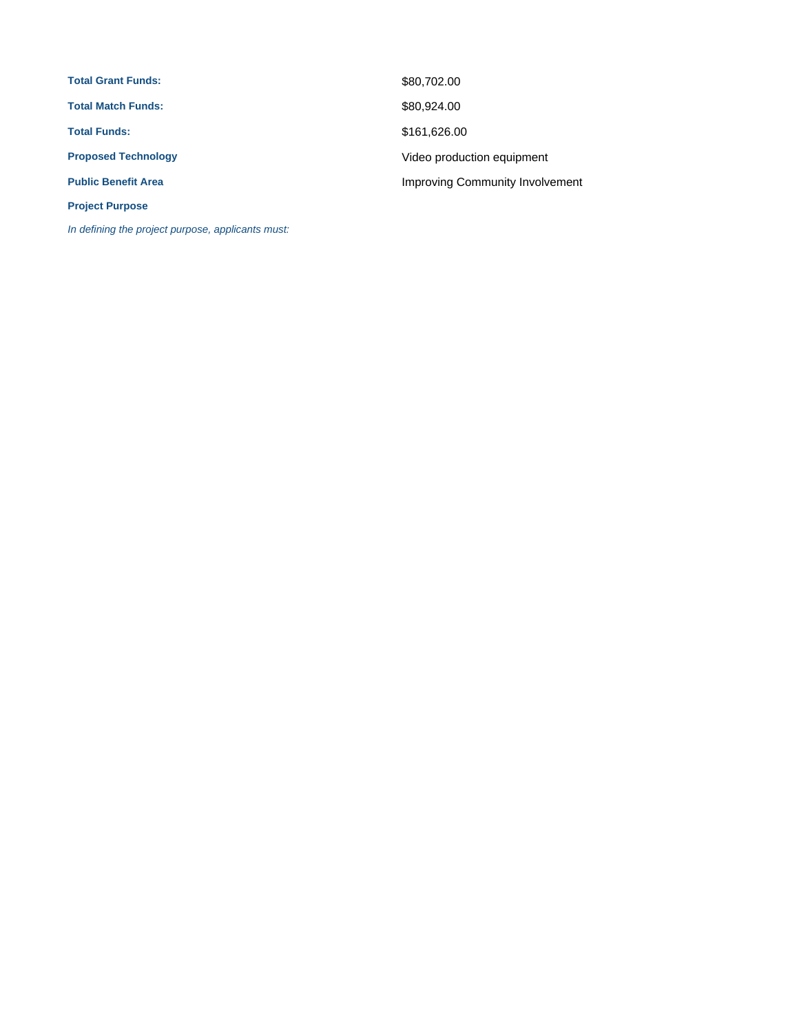| | |
|---|---|
| **Total Grant Funds:** | $80,702.00 |
| **Total Match Funds:** | $80,924.00 |
| **Total Funds:** | $161,626.00 |
| **Proposed Technology** | Video production equipment |
| **Public Benefit Area** | Improving Community Involvement |

**Project Purpose**

*In defining the project purpose, applicants must:*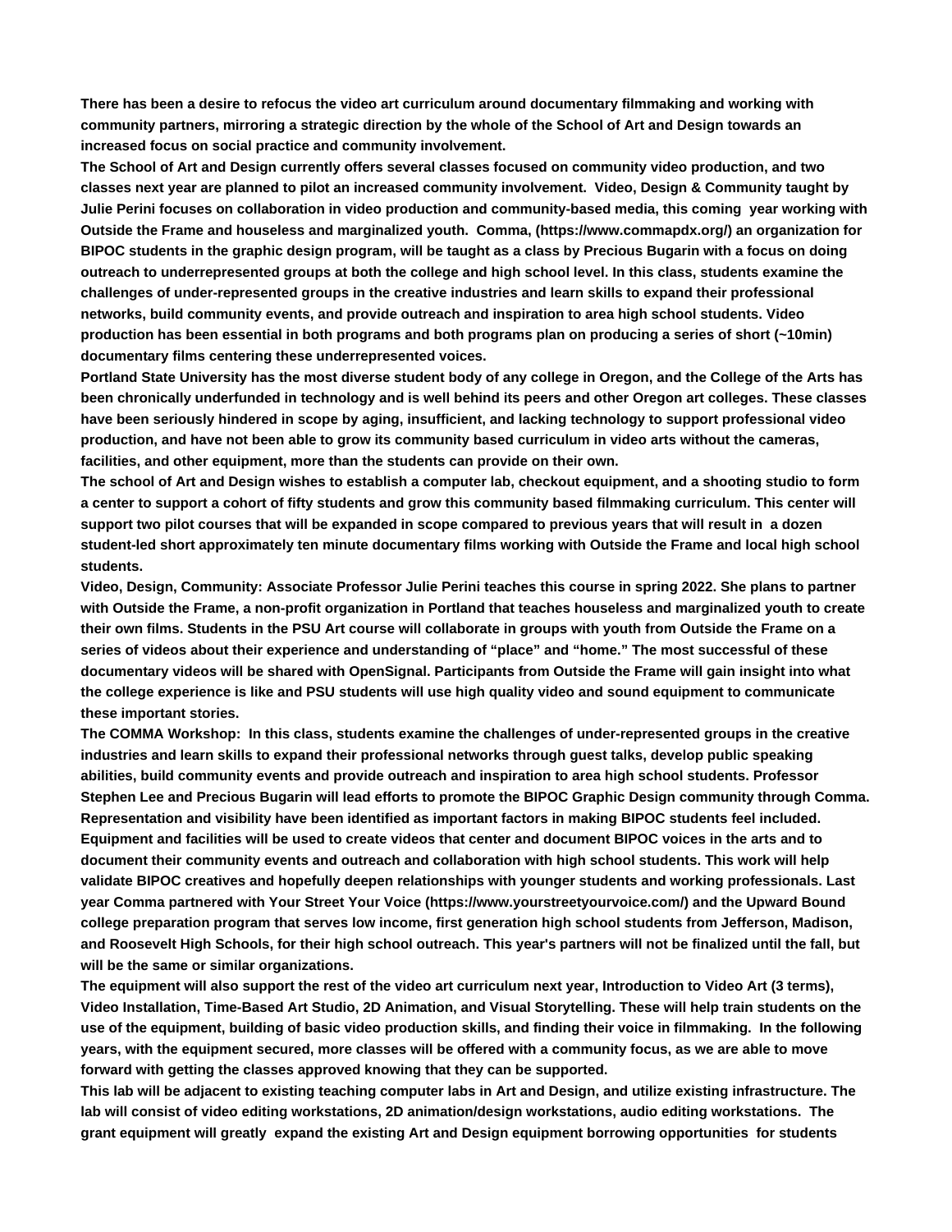**There has been a desire to refocus the video art curriculum around documentary filmmaking and working with community partners, mirroring a strategic direction by the whole of the School of Art and Design towards an increased focus on social practice and community involvement.**

**The School of Art and Design currently offers several classes focused on community video production, and two classes next year are planned to pilot an increased community involvement. Video, Design & Community taught by Julie Perini focuses on collaboration in video production and community-based media, this coming year working with Outside the Frame and houseless and marginalized youth. Comma, (https://www.commapdx.org/) an organization for BIPOC students in the graphic design program, will be taught as a class by Precious Bugarin with a focus on doing outreach to underrepresented groups at both the college and high school level. In this class, students examine the challenges of under-represented groups in the creative industries and learn skills to expand their professional networks, build community events, and provide outreach and inspiration to area high school students. Video production has been essential in both programs and both programs plan on producing a series of short (~10min) documentary films centering these underrepresented voices.**

**Portland State University has the most diverse student body of any college in Oregon, and the College of the Arts has been chronically underfunded in technology and is well behind its peers and other Oregon art colleges. These classes have been seriously hindered in scope by aging, insufficient, and lacking technology to support professional video production, and have not been able to grow its community based curriculum in video arts without the cameras, facilities, and other equipment, more than the students can provide on their own.**

**The school of Art and Design wishes to establish a computer lab, checkout equipment, and a shooting studio to form a center to support a cohort of fifty students and grow this community based filmmaking curriculum. This center will support two pilot courses that will be expanded in scope compared to previous years that will result in a dozen student-led short approximately ten minute documentary films working with Outside the Frame and local high school students.**

**Video, Design, Community: Associate Professor Julie Perini teaches this course in spring 2022. She plans to partner with Outside the Frame, a non-profit organization in Portland that teaches houseless and marginalized youth to create their own films. Students in the PSU Art course will collaborate in groups with youth from Outside the Frame on a series of videos about their experience and understanding of "place" and "home." The most successful of these documentary videos will be shared with OpenSignal. Participants from Outside the Frame will gain insight into what the college experience is like and PSU students will use high quality video and sound equipment to communicate these important stories.**

**The COMMA Workshop: In this class, students examine the challenges of under-represented groups in the creative industries and learn skills to expand their professional networks through guest talks, develop public speaking abilities, build community events and provide outreach and inspiration to area high school students. Professor Stephen Lee and Precious Bugarin will lead efforts to promote the BIPOC Graphic Design community through Comma. Representation and visibility have been identified as important factors in making BIPOC students feel included. Equipment and facilities will be used to create videos that center and document BIPOC voices in the arts and to document their community events and outreach and collaboration with high school students. This work will help validate BIPOC creatives and hopefully deepen relationships with younger students and working professionals. Last year Comma partnered with Your Street Your Voice (https://www.yourstreetyourvoice.com/) and the Upward Bound college preparation program that serves low income, first generation high school students from Jefferson, Madison, and Roosevelt High Schools, for their high school outreach. This year's partners will not be finalized until the fall, but will be the same or similar organizations.**

**The equipment will also support the rest of the video art curriculum next year, Introduction to Video Art (3 terms), Video Installation, Time-Based Art Studio, 2D Animation, and Visual Storytelling. These will help train students on the use of the equipment, building of basic video production skills, and finding their voice in filmmaking. In the following years, with the equipment secured, more classes will be offered with a community focus, as we are able to move forward with getting the classes approved knowing that they can be supported.**

**This lab will be adjacent to existing teaching computer labs in Art and Design, and utilize existing infrastructure. The lab will consist of video editing workstations, 2D animation/design workstations, audio editing workstations. The grant equipment will greatly expand the existing Art and Design equipment borrowing opportunities for students**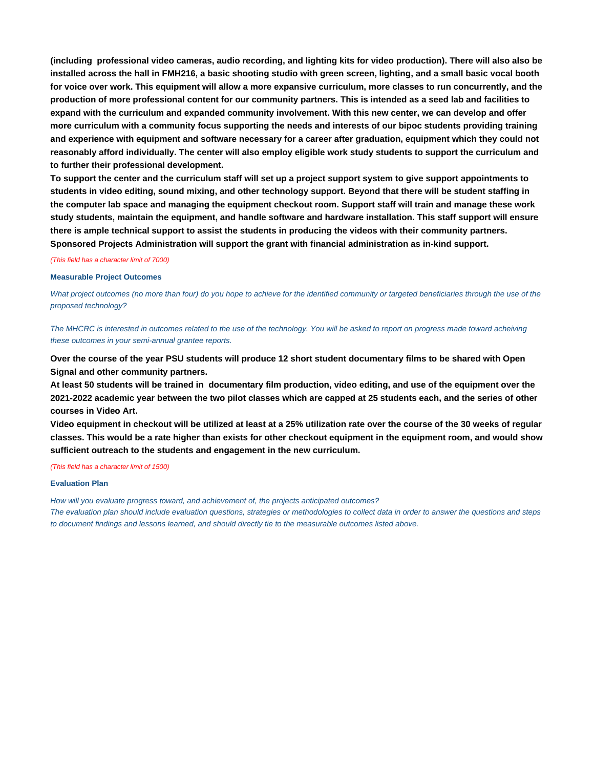**(including professional video cameras, audio recording, and lighting kits for video production). There will also also be installed across the hall in FMH216, a basic shooting studio with green screen, lighting, and a small basic vocal booth for voice over work. This equipment will allow a more expansive curriculum, more classes to run concurrently, and the production of more professional content for our community partners. This is intended as a seed lab and facilities to expand with the curriculum and expanded community involvement. With this new center, we can develop and offer more curriculum with a community focus supporting the needs and interests of our bipoc students providing training and experience with equipment and software necessary for a career after graduation, equipment which they could not reasonably afford individually. The center will also employ eligible work study students to support the curriculum and to further their professional development.**

**To support the center and the curriculum staff will set up a project support system to give support appointments to students in video editing, sound mixing, and other technology support. Beyond that there will be student staffing in the computer lab space and managing the equipment checkout room. Support staff will train and manage these work study students, maintain the equipment, and handle software and hardware installation. This staff support will ensure there is ample technical support to assist the students in producing the videos with their community partners. Sponsored Projects Administration will support the grant with financial administration as in-kind support.**

*(This field has a character limit of 7000)*

### Measurable Project Outcomes

*What project outcomes (no more than four) do you hope to achieve for the identified community or targeted beneficiaries through the use of the proposed technology?*

*The MHCRC is interested in outcomes related to the use of the technology. You will be asked to report on progress made toward acheiving these outcomes in your semi-annual grantee reports.*

**Over the course of the year PSU students will produce 12 short student documentary films to be shared with Open Signal and other community partners.**

**At least 50 students will be trained in documentary film production, video editing, and use of the equipment over the 2021-2022 academic year between the two pilot classes which are capped at 25 students each, and the series of other courses in Video Art.**

**Video equipment in checkout will be utilized at least at a 25% utilization rate over the course of the 30 weeks of regular classes. This would be a rate higher than exists for other checkout equipment in the equipment room, and would show sufficient outreach to the students and engagement in the new curriculum.**

*(This field has a character limit of 1500)*

### Evaluation Plan

*How will you evaluate progress toward, and achievement of, the projects anticipated outcomes?*
*The evaluation plan should include evaluation questions, strategies or methodologies to collect data in order to answer the questions and steps to document findings and lessons learned, and should directly tie to the measurable outcomes listed above.*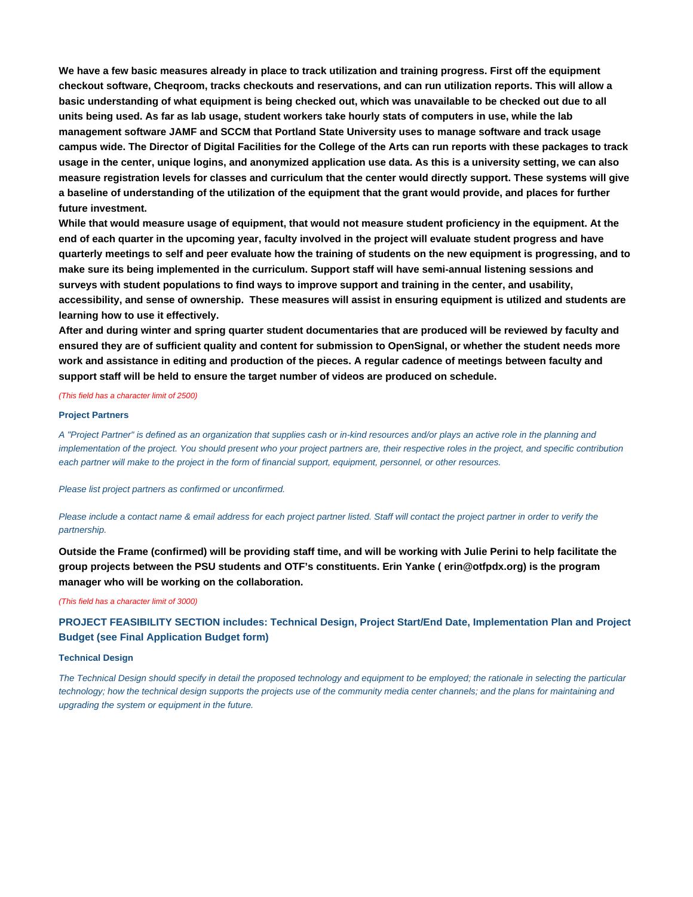**We have a few basic measures already in place to track utilization and training progress. First off the equipment checkout software, Cheqroom, tracks checkouts and reservations, and can run utilization reports. This will allow a basic understanding of what equipment is being checked out, which was unavailable to be checked out due to all units being used. As far as lab usage, student workers take hourly stats of computers in use, while the lab management software JAMF and SCCM that Portland State University uses to manage software and track usage campus wide. The Director of Digital Facilities for the College of the Arts can run reports with these packages to track usage in the center, unique logins, and anonymized application use data. As this is a university setting, we can also measure registration levels for classes and curriculum that the center would directly support. These systems will give a baseline of understanding of the utilization of the equipment that the grant would provide, and places for further future investment.**

**While that would measure usage of equipment, that would not measure student proficiency in the equipment. At the end of each quarter in the upcoming year, faculty involved in the project will evaluate student progress and have quarterly meetings to self and peer evaluate how the training of students on the new equipment is progressing, and to make sure its being implemented in the curriculum. Support staff will have semi-annual listening sessions and surveys with student populations to find ways to improve support and training in the center, and usability, accessibility, and sense of ownership.  These measures will assist in ensuring equipment is utilized and students are learning how to use it effectively.**

**After and during winter and spring quarter student documentaries that are produced will be reviewed by faculty and ensured they are of sufficient quality and content for submission to OpenSignal, or whether the student needs more work and assistance in editing and production of the pieces. A regular cadence of meetings between faculty and support staff will be held to ensure the target number of videos are produced on schedule.**

*(This field has a character limit of 2500)*

#### Project Partners

*A "Project Partner" is defined as an organization that supplies cash or in-kind resources and/or plays an active role in the planning and implementation of the project. You should present who your project partners are, their respective roles in the project, and specific contribution each partner will make to the project in the form of financial support, equipment, personnel, or other resources.*

*Please list project partners as confirmed or unconfirmed.*

*Please include a contact name & email address for each project partner listed. Staff will contact the project partner in order to verify the partnership.*

**Outside the Frame (confirmed) will be providing staff time, and will be working with Julie Perini to help facilitate the group projects between the PSU students and OTF's constituents. Erin Yanke ( erin@otfpdx.org) is the program manager who will be working on the collaboration.**

*(This field has a character limit of 3000)*

### PROJECT FEASIBILITY SECTION includes: Technical Design, Project Start/End Date, Implementation Plan and Project Budget (see Final Application Budget form)

#### Technical Design

*The Technical Design should specify in detail the proposed technology and equipment to be employed; the rationale in selecting the particular technology; how the technical design supports the projects use of the community media center channels; and the plans for maintaining and upgrading the system or equipment in the future.*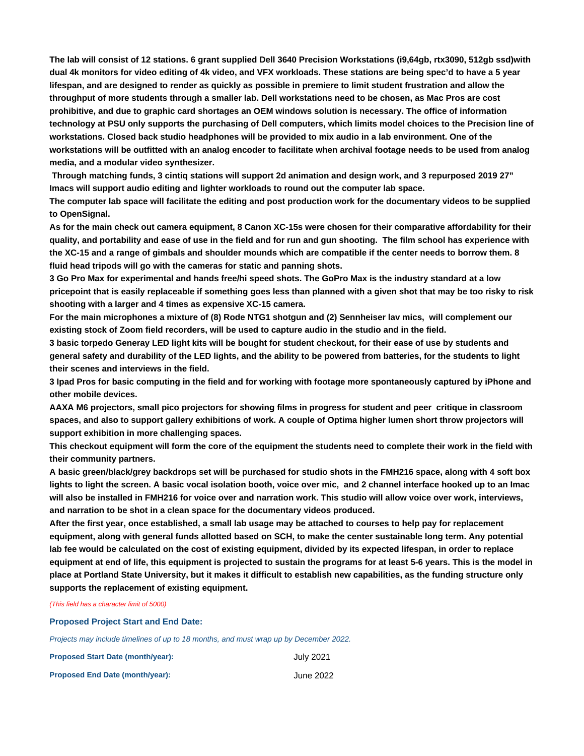**The lab will consist of 12 stations. 6 grant supplied Dell 3640 Precision Workstations (i9,64gb, rtx3090, 512gb ssd)with dual 4k monitors for video editing of 4k video, and VFX workloads. These stations are being spec'd to have a 5 year lifespan, and are designed to render as quickly as possible in premiere to limit student frustration and allow the throughput of more students through a smaller lab. Dell workstations need to be chosen, as Mac Pros are cost prohibitive, and due to graphic card shortages an OEM windows solution is necessary. The office of information technology at PSU only supports the purchasing of Dell computers, which limits model choices to the Precision line of workstations. Closed back studio headphones will be provided to mix audio in a lab environment. One of the workstations will be outfitted with an analog encoder to facilitate when archival footage needs to be used from analog media, and a modular video synthesizer.**

**Through matching funds, 3 cintiq stations will support 2d animation and design work, and 3 repurposed 2019 27" Imacs will support audio editing and lighter workloads to round out the computer lab space.**

**The computer lab space will facilitate the editing and post production work for the documentary videos to be supplied to OpenSignal.**

**As for the main check out camera equipment, 8 Canon XC-15s were chosen for their comparative affordability for their quality, and portability and ease of use in the field and for run and gun shooting. The film school has experience with the XC-15 and a range of gimbals and shoulder mounds which are compatible if the center needs to borrow them. 8 fluid head tripods will go with the cameras for static and panning shots.**

**3 Go Pro Max for experimental and hands free/hi speed shots. The GoPro Max is the industry standard at a low pricepoint that is easily replaceable if something goes less than planned with a given shot that may be too risky to risk shooting with a larger and 4 times as expensive XC-15 camera.**

**For the main microphones a mixture of (8) Rode NTG1 shotgun and (2) Sennheiser lav mics, will complement our existing stock of Zoom field recorders, will be used to capture audio in the studio and in the field.**

**3 basic torpedo Generay LED light kits will be bought for student checkout, for their ease of use by students and general safety and durability of the LED lights, and the ability to be powered from batteries, for the students to light their scenes and interviews in the field.**

**3 Ipad Pros for basic computing in the field and for working with footage more spontaneously captured by iPhone and other mobile devices.**

**AAXA M6 projectors, small pico projectors for showing films in progress for student and peer critique in classroom spaces, and also to support gallery exhibitions of work. A couple of Optima higher lumen short throw projectors will support exhibition in more challenging spaces.**

**This checkout equipment will form the core of the equipment the students need to complete their work in the field with their community partners.**

**A basic green/black/grey backdrops set will be purchased for studio shots in the FMH216 space, along with 4 soft box lights to light the screen. A basic vocal isolation booth, voice over mic, and 2 channel interface hooked up to an Imac will also be installed in FMH216 for voice over and narration work. This studio will allow voice over work, interviews, and narration to be shot in a clean space for the documentary videos produced.**

**After the first year, once established, a small lab usage may be attached to courses to help pay for replacement equipment, along with general funds allotted based on SCH, to make the center sustainable long term. Any potential lab fee would be calculated on the cost of existing equipment, divided by its expected lifespan, in order to replace equipment at end of life, this equipment is projected to sustain the programs for at least 5-6 years. This is the model in place at Portland State University, but it makes it difficult to establish new capabilities, as the funding structure only supports the replacement of existing equipment.**

*(This field has a character limit of 5000)*

### Proposed Project Start and End Date:

*Projects may include timelines of up to 18 months, and must wrap up by December 2022.*

**Proposed Start Date (month/year):** July 2021

**Proposed End Date (month/year):** June 2022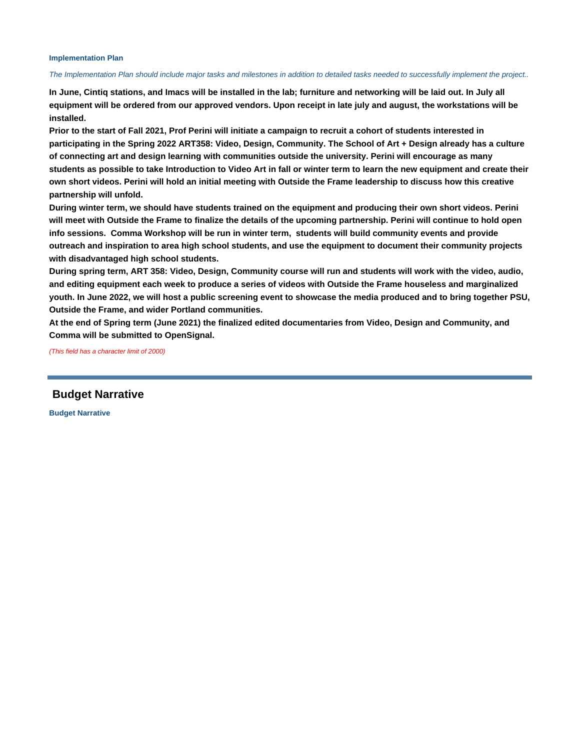**Implementation Plan**

*The Implementation Plan should include major tasks and milestones in addition to detailed tasks needed to successfully implement the project..*

**In June, Cintiq stations, and Imacs will be installed in the lab; furniture and networking will be laid out. In July all equipment will be ordered from our approved vendors. Upon receipt in late july and august, the workstations will be installed.**

**Prior to the start of Fall 2021, Prof Perini will initiate a campaign to recruit a cohort of students interested in participating in the Spring 2022 ART358: Video, Design, Community. The School of Art + Design already has a culture of connecting art and design learning with communities outside the university. Perini will encourage as many students as possible to take Introduction to Video Art in fall or winter term to learn the new equipment and create their own short videos. Perini will hold an initial meeting with Outside the Frame leadership to discuss how this creative partnership will unfold.**

**During winter term, we should have students trained on the equipment and producing their own short videos. Perini will meet with Outside the Frame to finalize the details of the upcoming partnership. Perini will continue to hold open info sessions. Comma Workshop will be run in winter term, students will build community events and provide outreach and inspiration to area high school students, and use the equipment to document their community projects with disadvantaged high school students.**

**During spring term, ART 358: Video, Design, Community course will run and students will work with the video, audio, and editing equipment each week to produce a series of videos with Outside the Frame houseless and marginalized youth. In June 2022, we will host a public screening event to showcase the media produced and to bring together PSU, Outside the Frame, and wider Portland communities.**

**At the end of Spring term (June 2021) the finalized edited documentaries from Video, Design and Community, and Comma will be submitted to OpenSignal.**

*(This field has a character limit of 2000)*

## Budget Narrative

**Budget Narrative**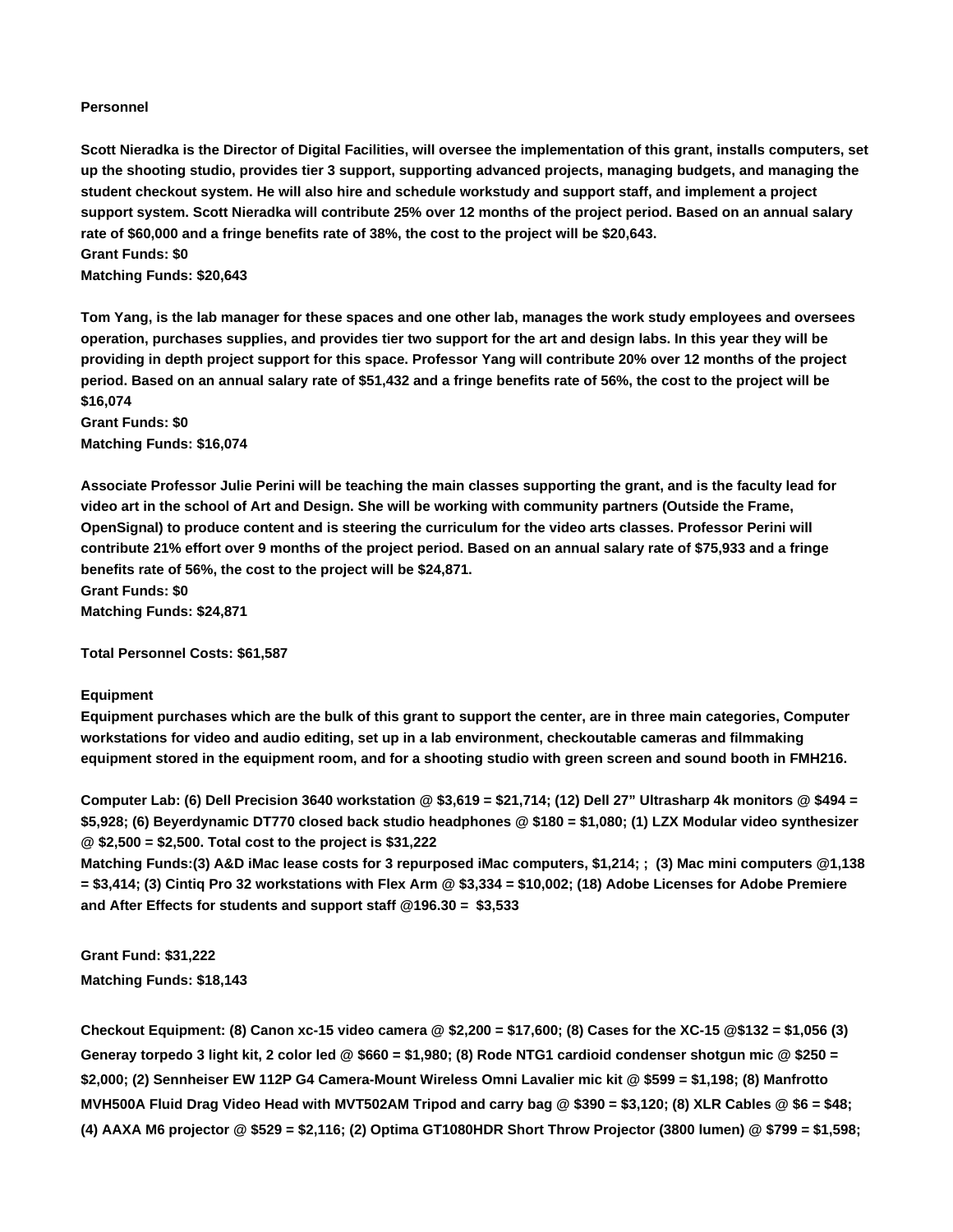**Personnel**

**Scott Nieradka is the Director of Digital Facilities, will oversee the implementation of this grant, installs computers, set up the shooting studio, provides tier 3 support, supporting advanced projects, managing budgets, and managing the student checkout system. He will also hire and schedule workstudy and support staff, and implement a project support system. Scott Nieradka will contribute 25% over 12 months of the project period. Based on an annual salary rate of $60,000 and a fringe benefits rate of 38%, the cost to the project will be $20,643.**
**Grant Funds: $0**
**Matching Funds: $20,643**

**Tom Yang, is the lab manager for these spaces and one other lab, manages the work study employees and oversees operation, purchases supplies, and provides tier two support for the art and design labs. In this year they will be providing in depth project support for this space. Professor Yang will contribute 20% over 12 months of the project period. Based on an annual salary rate of $51,432 and a fringe benefits rate of 56%, the cost to the project will be $16,074**
**Grant Funds: $0**
**Matching Funds: $16,074**

**Associate Professor Julie Perini will be teaching the main classes supporting the grant, and is the faculty lead for video art in the school of Art and Design. She will be working with community partners (Outside the Frame, OpenSignal) to produce content and is steering the curriculum for the video arts classes. Professor Perini will contribute 21% effort over 9 months of the project period. Based on an annual salary rate of $75,933 and a fringe benefits rate of 56%, the cost to the project will be $24,871.**
**Grant Funds: $0**
**Matching Funds: $24,871**

**Total Personnel Costs: $61,587**

**Equipment**
**Equipment purchases which are the bulk of this grant to support the center, are in three main categories, Computer workstations for video and audio editing, set up in a lab environment, checkoutable cameras and filmmaking equipment stored in the equipment room, and for a shooting studio with green screen and sound booth in FMH216.**

**Computer Lab: (6) Dell Precision 3640 workstation @ $3,619 = $21,714; (12) Dell 27" Ultrasharp 4k monitors @ $494 = $5,928; (6) Beyerdynamic DT770 closed back studio headphones @ $180 = $1,080; (1) LZX Modular video synthesizer @ $2,500 = $2,500. Total cost to the project is $31,222**
**Matching Funds:(3) A&D iMac lease costs for 3 repurposed iMac computers, $1,214; ; (3) Mac mini computers @1,138 = $3,414; (3) Cintiq Pro 32 workstations with Flex Arm @ $3,334 = $10,002; (18) Adobe Licenses for Adobe Premiere and After Effects for students and support staff @196.30 = $3,533**

**Grant Fund: $31,222**
**Matching Funds: $18,143**

**Checkout Equipment: (8) Canon xc-15 video camera @ $2,200 = $17,600; (8) Cases for the XC-15 @$132 = $1,056 (3) Generay torpedo 3 light kit, 2 color led @ $660 = $1,980; (8) Rode NTG1 cardioid condenser shotgun mic @ $250 = $2,000; (2) Sennheiser EW 112P G4 Camera-Mount Wireless Omni Lavalier mic kit @ $599 = $1,198; (8) Manfrotto MVH500A Fluid Drag Video Head with MVT502AM Tripod and carry bag @ $390 = $3,120; (8) XLR Cables @ $6 = $48; (4) AAXA M6 projector @ $529 = $2,116; (2) Optima GT1080HDR Short Throw Projector (3800 lumen) @ $799 = $1,598;**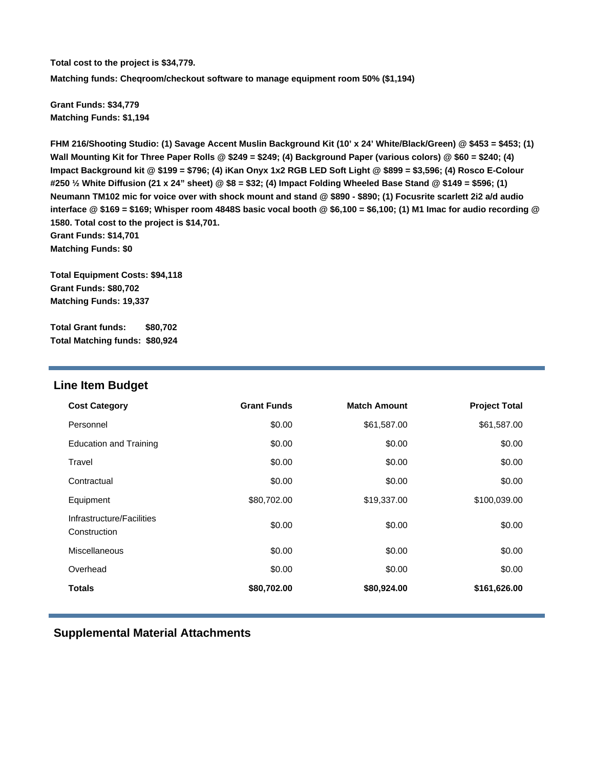**Total cost to the project is $34,779.**

**Matching funds: Cheqroom/checkout software to manage equipment room 50% ($1,194)**

**Grant Funds: $34,779**
**Matching Funds: $1,194**

**FHM 216/Shooting Studio: (1) Savage Accent Muslin Background Kit (10' x 24' White/Black/Green) @ $453 = $453; (1) Wall Mounting Kit for Three Paper Rolls @ $249 = $249; (4) Background Paper (various colors) @ $60 = $240; (4) Impact Background kit @ $199 = $796; (4) iKan Onyx 1x2 RGB LED Soft Light @ $899 = $3,596; (4) Rosco E-Colour #250 ½ White Diffusion (21 x 24" sheet) @ $8 = $32; (4) Impact Folding Wheeled Base Stand @ $149 = $596; (1) Neumann TM102 mic for voice over with shock mount and stand @ $890 - $890; (1) Focusrite scarlett 2i2 a/d audio interface @ $169 = $169; Whisper room 4848S basic vocal booth @ $6,100 = $6,100; (1) M1 Imac for audio recording @ 1580. Total cost to the project is $14,701.**
**Grant Funds: $14,701**
**Matching Funds: $0**

**Total Equipment Costs: $94,118**
**Grant Funds: $80,702**
**Matching Funds: 19,337**

**Total Grant funds: $80,702**
**Total Matching funds: $80,924**

## Line Item Budget

| Cost Category | Grant Funds | Match Amount | Project Total |
|---|---|---|---|
| Personnel | $0.00 | $61,587.00 | $61,587.00 |
| Education and Training | $0.00 | $0.00 | $0.00 |
| Travel | $0.00 | $0.00 | $0.00 |
| Contractual | $0.00 | $0.00 | $0.00 |
| Equipment | $80,702.00 | $19,337.00 | $100,039.00 |
| Infrastructure/Facilities Construction | $0.00 | $0.00 | $0.00 |
| Miscellaneous | $0.00 | $0.00 | $0.00 |
| Overhead | $0.00 | $0.00 | $0.00 |
| **Totals** | **$80,702.00** | **$80,924.00** | **$161,626.00** |

## Supplemental Material Attachments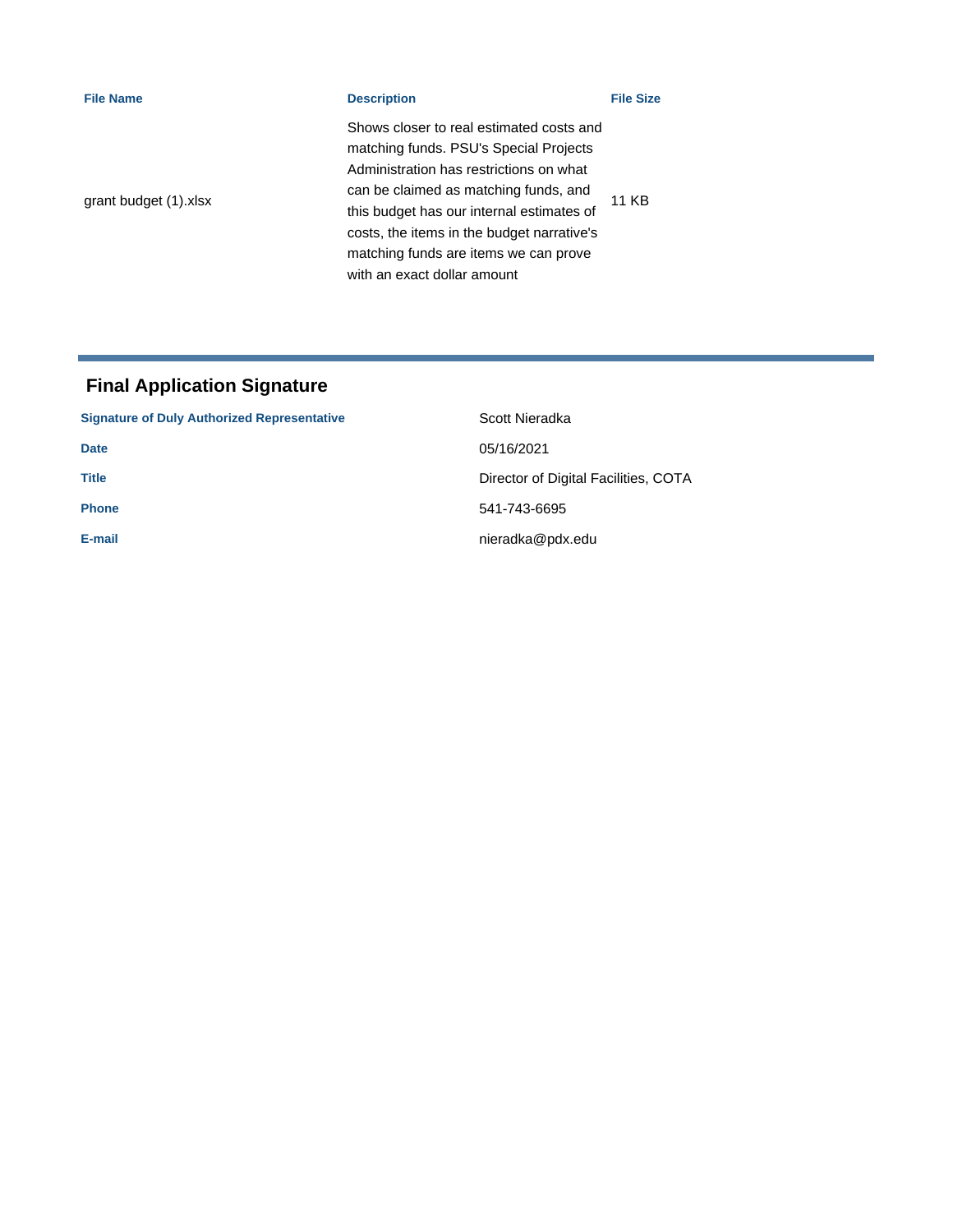| File Name | Description | File Size |
| --- | --- | --- |
| grant budget (1).xlsx | Shows closer to real estimated costs and matching funds. PSU's Special Projects Administration has restrictions on what can be claimed as matching funds, and this budget has our internal estimates of costs, the items in the budget narrative's matching funds are items we can prove with an exact dollar amount | 11 KB |

## Final Application Signature

| | |
| --- | --- |
| **Signature of Duly Authorized Representative** | Scott Nieradka |
| **Date** | 05/16/2021 |
| **Title** | Director of Digital Facilities, COTA |
| **Phone** | 541-743-6695 |
| **E-mail** | nieradka@pdx.edu |